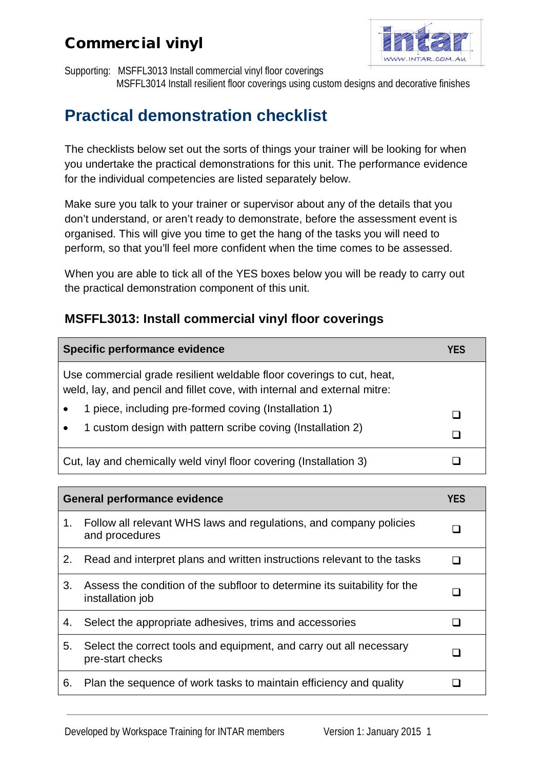# Commercial vinyl

Supporting: MSFFL3013 Install commercial vinyl floor coverings
MSFFL3014 Install resilient floor coverings using custom designs and decorative finishes

## Practical demonstration checklist

The checklists below set out the sorts of things your trainer will be looking for when you undertake the practical demonstrations for this unit. The performance evidence for the individual competencies are listed separately below.

Make sure you talk to your trainer or supervisor about any of the details that you don't understand, or aren't ready to demonstrate, before the assessment event is organised. This will give you time to get the hang of the tasks you will need to perform, so that you'll feel more confident when the time comes to be assessed.

When you are able to tick all of the YES boxes below you will be ready to carry out the practical demonstration component of this unit.

### MSFFL3013: Install commercial vinyl floor coverings

| Specific performance evidence | YES |
|---|---|
| Use commercial grade resilient weldable floor coverings to cut, heat, weld, lay, and pencil and fillet cove, with internal and external mitre: | |
| • 1 piece, including pre-formed coving (Installation 1) | ❑ |
| • 1 custom design with pattern scribe coving (Installation 2) | ❑ |
| Cut, lay and chemically weld vinyl floor covering (Installation 3) | ❑ |

| General performance evidence | YES |
|---|---|
| 1. Follow all relevant WHS laws and regulations, and company policies and procedures | ❑ |
| 2. Read and interpret plans and written instructions relevant to the tasks | ❑ |
| 3. Assess the condition of the subfloor to determine its suitability for the installation job | ❑ |
| 4. Select the appropriate adhesives, trims and accessories | ❑ |
| 5. Select the correct tools and equipment, and carry out all necessary pre-start checks | ❑ |
| 6. Plan the sequence of work tasks to maintain efficiency and quality | ❑ |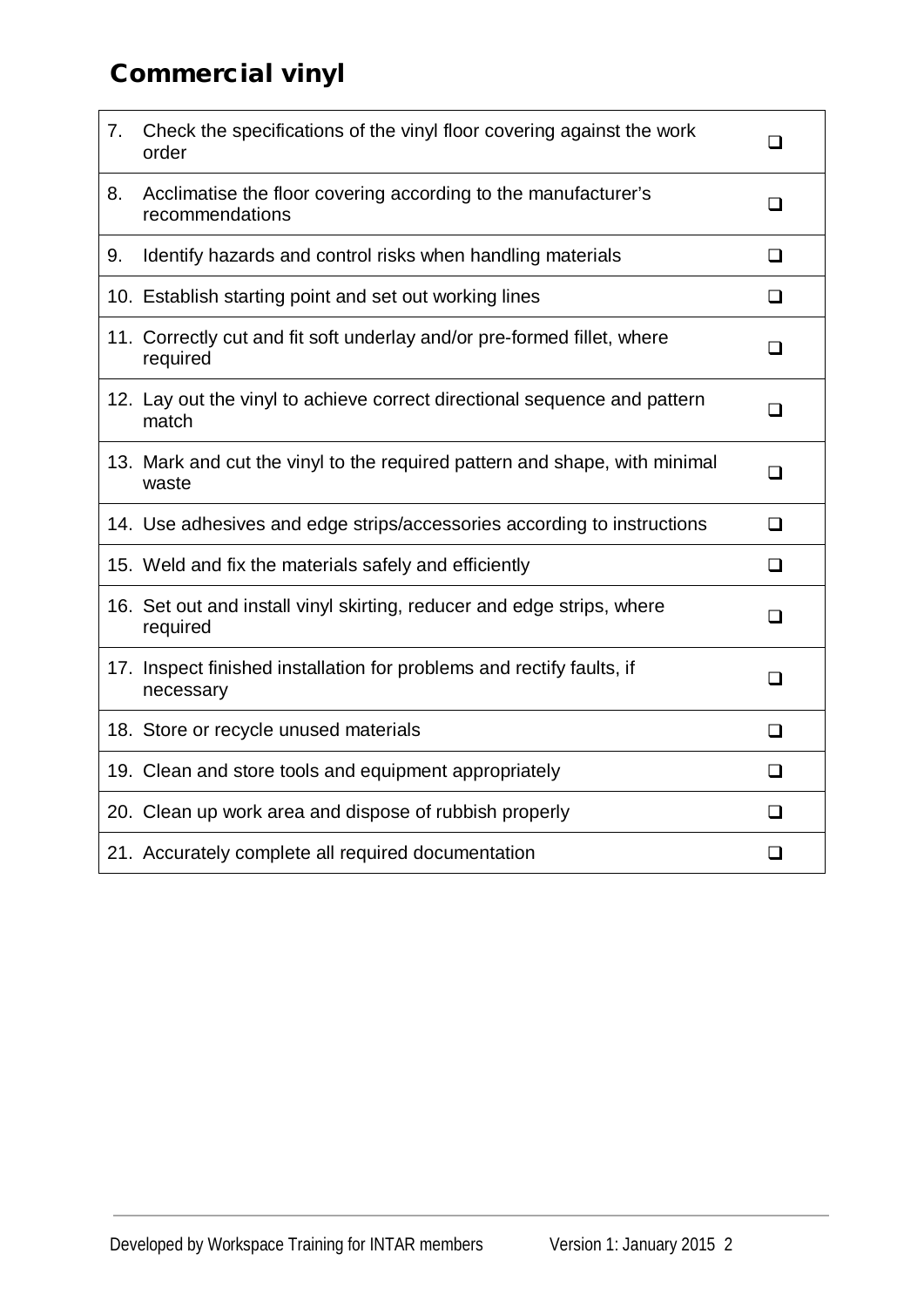## Commercial vinyl

| | |
|---|---|
| 7. Check the specifications of the vinyl floor covering against the work order | ❑ |
| 8. Acclimatise the floor covering according to the manufacturer's recommendations | ❑ |
| 9. Identify hazards and control risks when handling materials | ❑ |
| 10. Establish starting point and set out working lines | ❑ |
| 11. Correctly cut and fit soft underlay and/or pre-formed fillet, where required | ❑ |
| 12. Lay out the vinyl to achieve correct directional sequence and pattern match | ❑ |
| 13. Mark and cut the vinyl to the required pattern and shape, with minimal waste | ❑ |
| 14. Use adhesives and edge strips/accessories according to instructions | ❑ |
| 15. Weld and fix the materials safely and efficiently | ❑ |
| 16. Set out and install vinyl skirting, reducer and edge strips, where required | ❑ |
| 17. Inspect finished installation for problems and rectify faults, if necessary | ❑ |
| 18. Store or recycle unused materials | ❑ |
| 19. Clean and store tools and equipment appropriately | ❑ |
| 20. Clean up work area and dispose of rubbish properly | ❑ |
| 21. Accurately complete all required documentation | ❑ |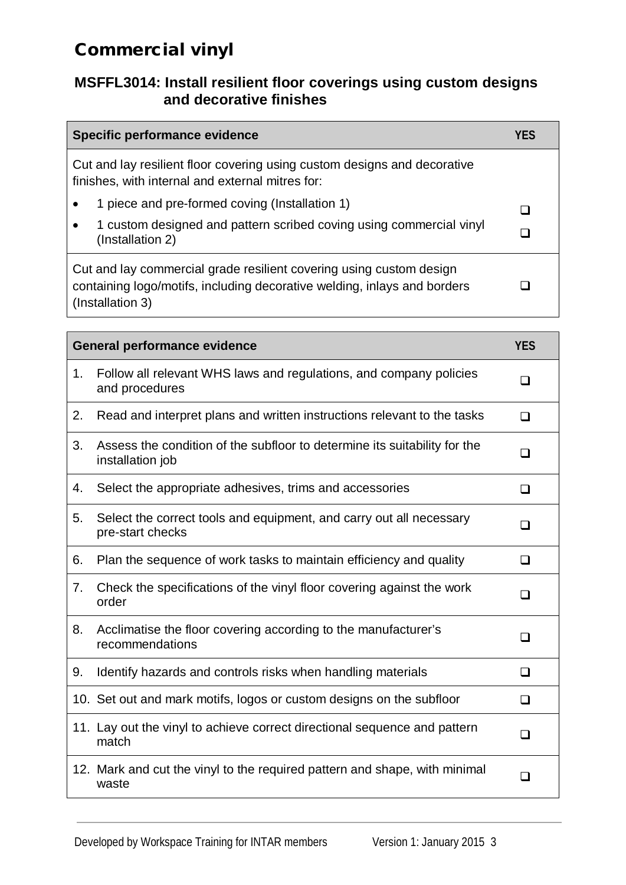# Commercial vinyl

## MSFFL3014: Install resilient floor coverings using custom designs and decorative finishes

| Specific performance evidence | YES |
|---|---|
| Cut and lay resilient floor covering using custom designs and decorative finishes, with internal and external mitres for: | |
| • 1 piece and pre-formed coving (Installation 1) | ❑ |
| • 1 custom designed and pattern scribed coving using commercial vinyl (Installation 2) | ❑ |
| Cut and lay commercial grade resilient covering using custom design containing logo/motifs, including decorative welding, inlays and borders (Installation 3) | ❑ |

| General performance evidence | YES |
|---|---|
| 1. Follow all relevant WHS laws and regulations, and company policies and procedures | ❑ |
| 2. Read and interpret plans and written instructions relevant to the tasks | ❑ |
| 3. Assess the condition of the subfloor to determine its suitability for the installation job | ❑ |
| 4. Select the appropriate adhesives, trims and accessories | ❑ |
| 5. Select the correct tools and equipment, and carry out all necessary pre-start checks | ❑ |
| 6. Plan the sequence of work tasks to maintain efficiency and quality | ❑ |
| 7. Check the specifications of the vinyl floor covering against the work order | ❑ |
| 8. Acclimatise the floor covering according to the manufacturer's recommendations | ❑ |
| 9. Identify hazards and controls risks when handling materials | ❑ |
| 10. Set out and mark motifs, logos or custom designs on the subfloor | ❑ |
| 11. Lay out the vinyl to achieve correct directional sequence and pattern match | ❑ |
| 12. Mark and cut the vinyl to the required pattern and shape, with minimal waste | ❑ |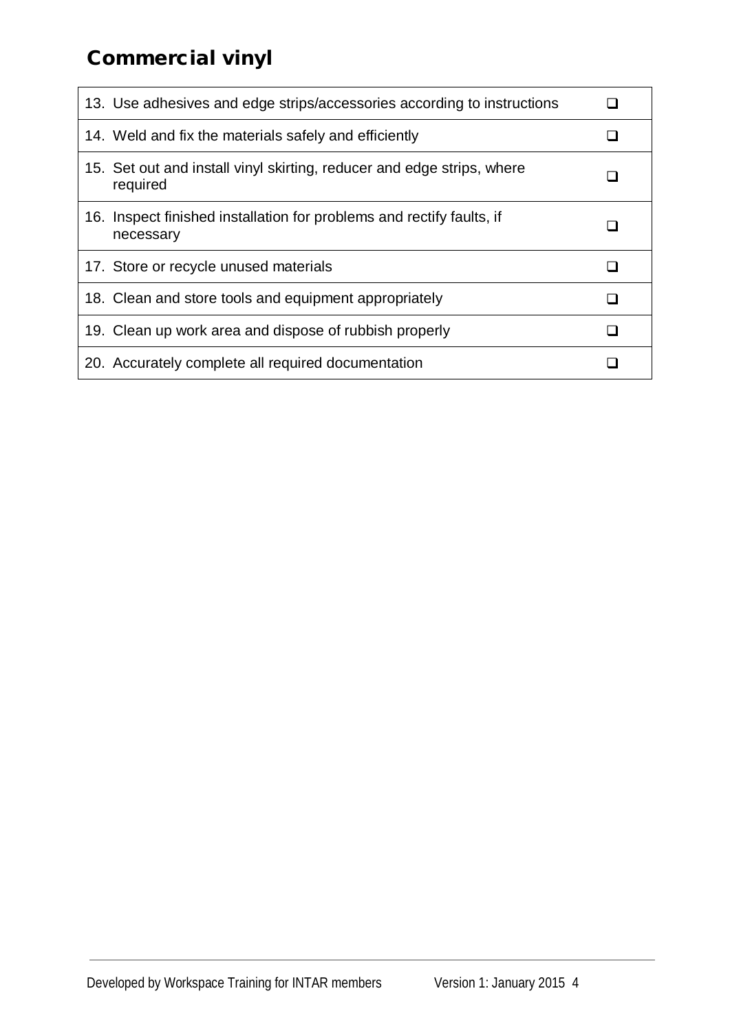## Commercial vinyl

| | |
|---|---|
| 13. Use adhesives and edge strips/accessories according to instructions | ❑ |
| 14. Weld and fix the materials safely and efficiently | ❑ |
| 15. Set out and install vinyl skirting, reducer and edge strips, where required | ❑ |
| 16. Inspect finished installation for problems and rectify faults, if necessary | ❑ |
| 17. Store or recycle unused materials | ❑ |
| 18. Clean and store tools and equipment appropriately | ❑ |
| 19. Clean up work area and dispose of rubbish properly | ❑ |
| 20. Accurately complete all required documentation | ❑ |